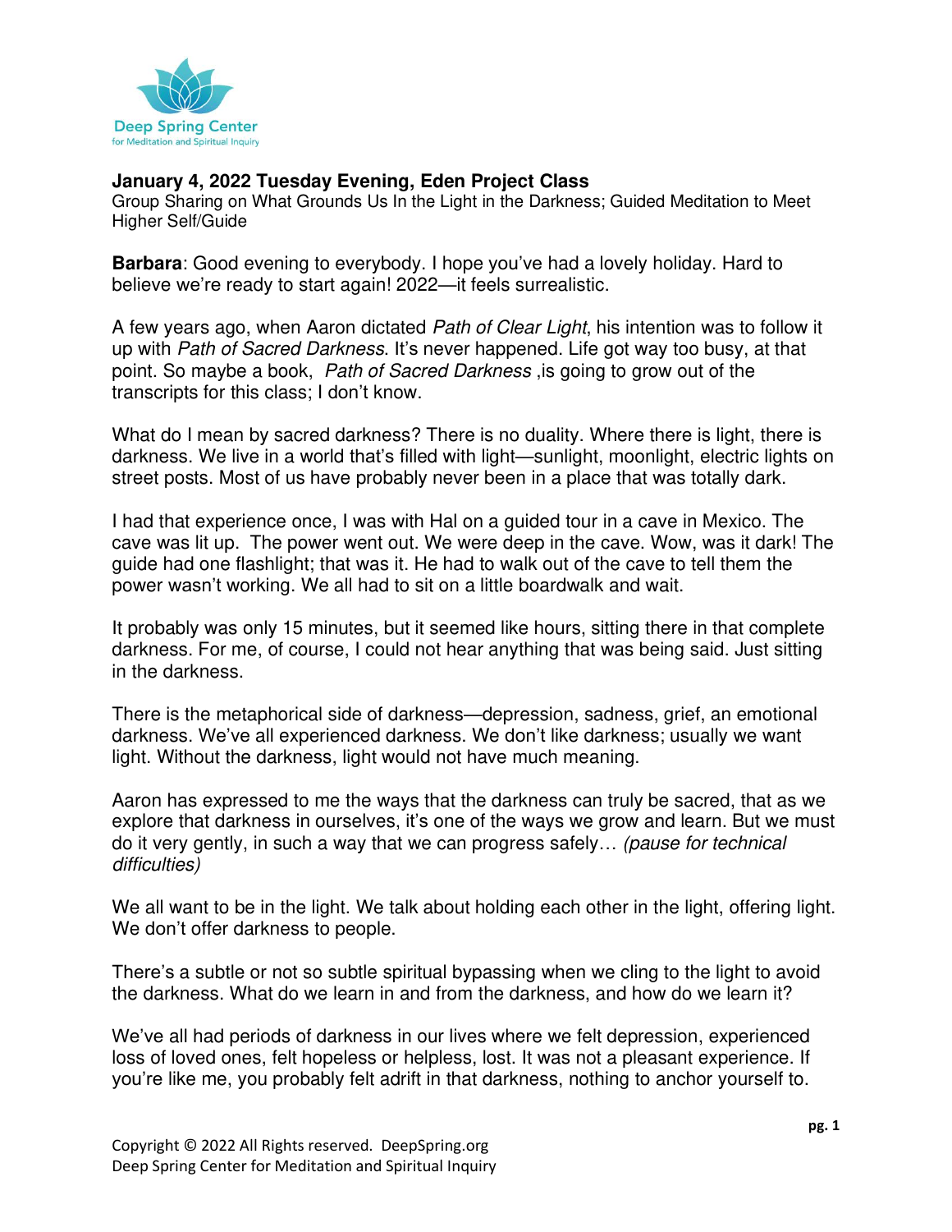**January 4, 2022 Tuesday Evening, Eden Project Class**
Group Sharing on What Grounds Us In the Light in the Darkness; Guided Meditation to Meet Higher Self/Guide

**Barbara**: Good evening to everybody. I hope you've had a lovely holiday. Hard to believe we're ready to start again! 2022—it feels surrealistic.

A few years ago, when Aaron dictated *Path of Clear Light*, his intention was to follow it up with *Path of Sacred Darkness*. It's never happened. Life got way too busy, at that point. So maybe a book, *Path of Sacred Darkness* ,is going to grow out of the transcripts for this class; I don't know.

What do I mean by sacred darkness? There is no duality. Where there is light, there is darkness. We live in a world that's filled with light—sunlight, moonlight, electric lights on street posts. Most of us have probably never been in a place that was totally dark.

I had that experience once, I was with Hal on a guided tour in a cave in Mexico. The cave was lit up. The power went out. We were deep in the cave. Wow, was it dark! The guide had one flashlight; that was it. He had to walk out of the cave to tell them the power wasn't working. We all had to sit on a little boardwalk and wait.

It probably was only 15 minutes, but it seemed like hours, sitting there in that complete darkness. For me, of course, I could not hear anything that was being said. Just sitting in the darkness.

There is the metaphorical side of darkness—depression, sadness, grief, an emotional darkness. We've all experienced darkness. We don't like darkness; usually we want light. Without the darkness, light would not have much meaning.

Aaron has expressed to me the ways that the darkness can truly be sacred, that as we explore that darkness in ourselves, it's one of the ways we grow and learn. But we must do it very gently, in such a way that we can progress safely… *(pause for technical difficulties)*

We all want to be in the light. We talk about holding each other in the light, offering light. We don't offer darkness to people.

There's a subtle or not so subtle spiritual bypassing when we cling to the light to avoid the darkness. What do we learn in and from the darkness, and how do we learn it?

We've all had periods of darkness in our lives where we felt depression, experienced loss of loved ones, felt hopeless or helpless, lost. It was not a pleasant experience. If you're like me, you probably felt adrift in that darkness, nothing to anchor yourself to.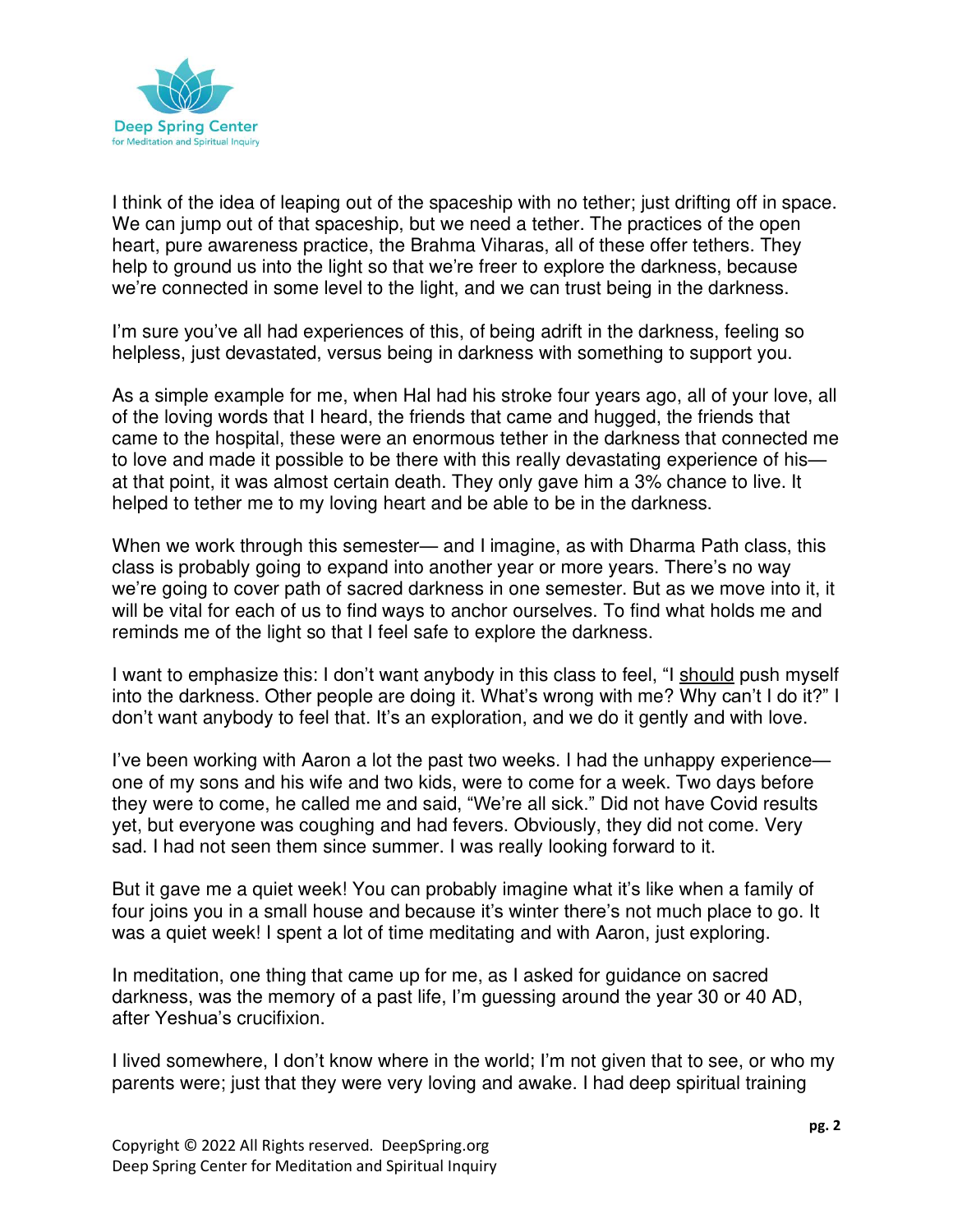I think of the idea of leaping out of the spaceship with no tether; just drifting off in space. We can jump out of that spaceship, but we need a tether. The practices of the open heart, pure awareness practice, the Brahma Viharas, all of these offer tethers. They help to ground us into the light so that we're freer to explore the darkness, because we're connected in some level to the light, and we can trust being in the darkness.

I'm sure you've all had experiences of this, of being adrift in the darkness, feeling so helpless, just devastated, versus being in darkness with something to support you.

As a simple example for me, when Hal had his stroke four years ago, all of your love, all of the loving words that I heard, the friends that came and hugged, the friends that came to the hospital, these were an enormous tether in the darkness that connected me to love and made it possible to be there with this really devastating experience of his— at that point, it was almost certain death. They only gave him a 3% chance to live. It helped to tether me to my loving heart and be able to be in the darkness.

When we work through this semester— and I imagine, as with Dharma Path class, this class is probably going to expand into another year or more years. There's no way we're going to cover path of sacred darkness in one semester. But as we move into it, it will be vital for each of us to find ways to anchor ourselves. To find what holds me and reminds me of the light so that I feel safe to explore the darkness.

I want to emphasize this: I don't want anybody in this class to feel, "I <u>should</u> push myself into the darkness. Other people are doing it. What's wrong with me? Why can't I do it?" I don't want anybody to feel that. It's an exploration, and we do it gently and with love.

I've been working with Aaron a lot the past two weeks. I had the unhappy experience— one of my sons and his wife and two kids, were to come for a week. Two days before they were to come, he called me and said, "We're all sick." Did not have Covid results yet, but everyone was coughing and had fevers. Obviously, they did not come. Very sad. I had not seen them since summer. I was really looking forward to it.

But it gave me a quiet week! You can probably imagine what it's like when a family of four joins you in a small house and because it's winter there's not much place to go. It was a quiet week! I spent a lot of time meditating and with Aaron, just exploring.

In meditation, one thing that came up for me, as I asked for guidance on sacred darkness, was the memory of a past life, I'm guessing around the year 30 or 40 AD, after Yeshua's crucifixion.

I lived somewhere, I don't know where in the world; I'm not given that to see, or who my parents were; just that they were very loving and awake. I had deep spiritual training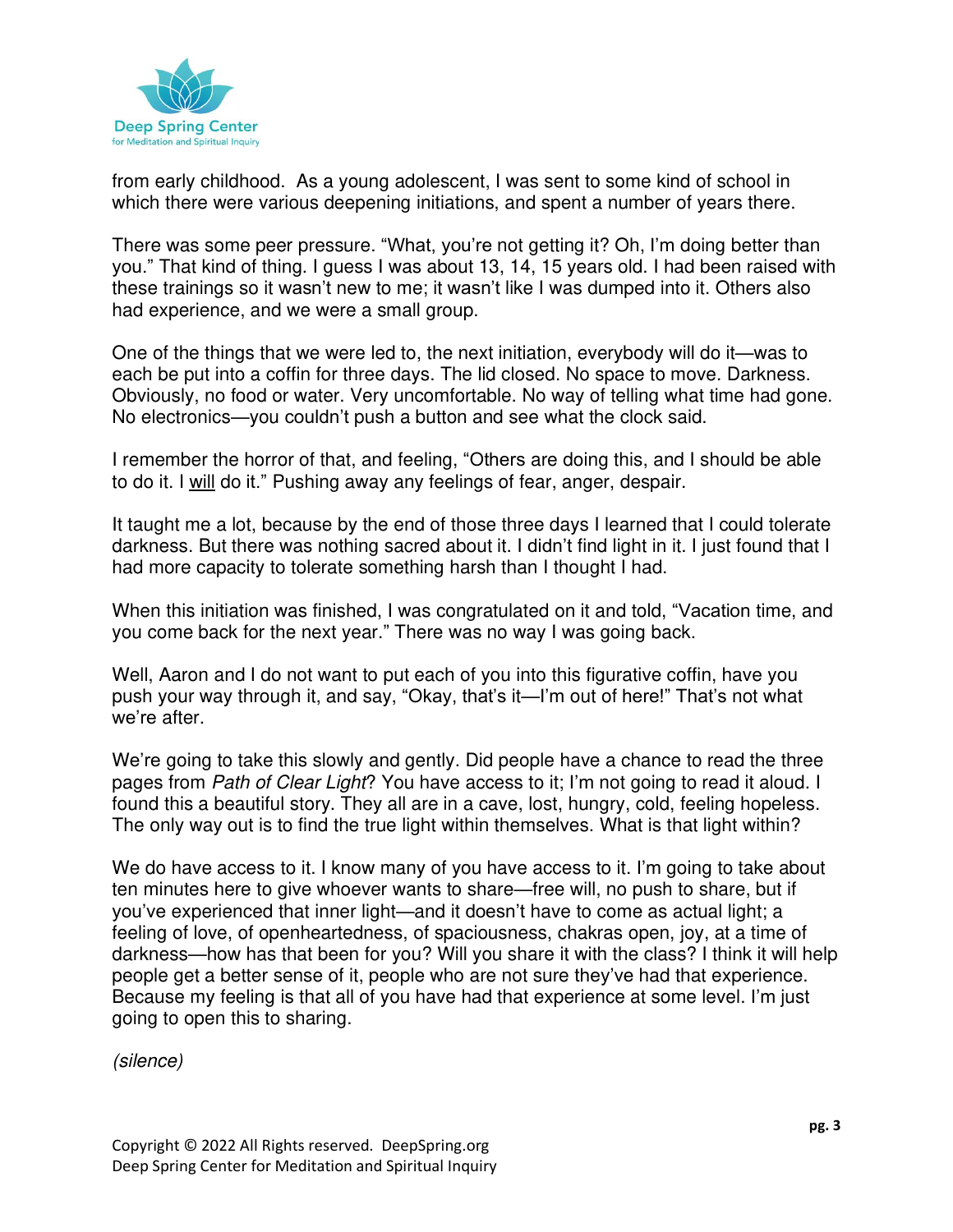from early childhood. As a young adolescent, I was sent to some kind of school in which there were various deepening initiations, and spent a number of years there.

There was some peer pressure. "What, you're not getting it? Oh, I'm doing better than you." That kind of thing. I guess I was about 13, 14, 15 years old. I had been raised with these trainings so it wasn't new to me; it wasn't like I was dumped into it. Others also had experience, and we were a small group.

One of the things that we were led to, the next initiation, everybody will do it—was to each be put into a coffin for three days. The lid closed. No space to move. Darkness. Obviously, no food or water. Very uncomfortable. No way of telling what time had gone. No electronics—you couldn't push a button and see what the clock said.

I remember the horror of that, and feeling, "Others are doing this, and I should be able to do it. I <u>will</u> do it." Pushing away any feelings of fear, anger, despair.

It taught me a lot, because by the end of those three days I learned that I could tolerate darkness. But there was nothing sacred about it. I didn't find light in it. I just found that I had more capacity to tolerate something harsh than I thought I had.

When this initiation was finished, I was congratulated on it and told, "Vacation time, and you come back for the next year." There was no way I was going back.

Well, Aaron and I do not want to put each of you into this figurative coffin, have you push your way through it, and say, "Okay, that's it—I'm out of here!" That's not what we're after.

We're going to take this slowly and gently. Did people have a chance to read the three pages from *Path of Clear Light*? You have access to it; I'm not going to read it aloud. I found this a beautiful story. They all are in a cave, lost, hungry, cold, feeling hopeless. The only way out is to find the true light within themselves. What is that light within?

We do have access to it. I know many of you have access to it. I'm going to take about ten minutes here to give whoever wants to share—free will, no push to share, but if you've experienced that inner light—and it doesn't have to come as actual light; a feeling of love, of openheartedness, of spaciousness, chakras open, joy, at a time of darkness—how has that been for you? Will you share it with the class? I think it will help people get a better sense of it, people who are not sure they've had that experience. Because my feeling is that all of you have had that experience at some level. I'm just going to open this to sharing.

*(silence)*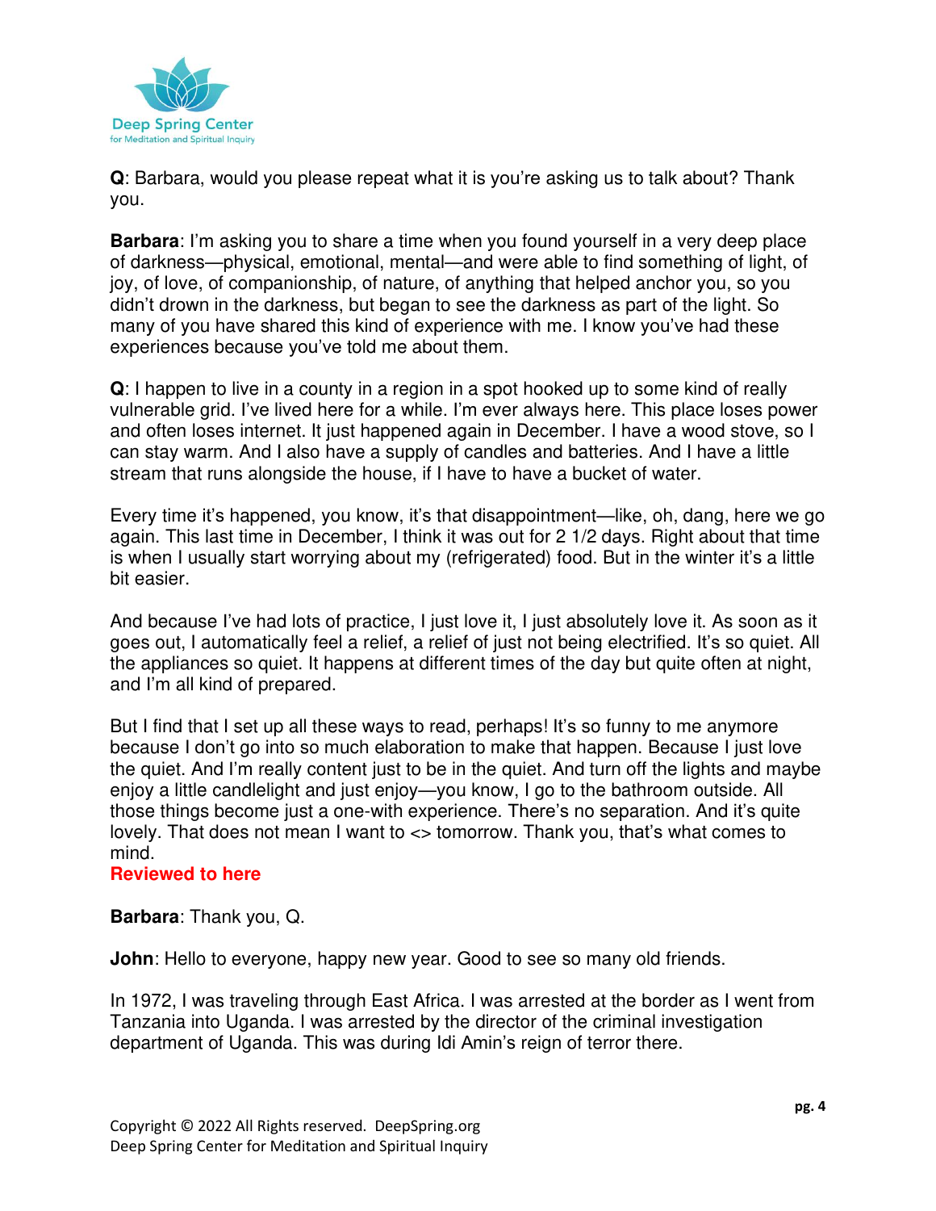**Q**: Barbara, would you please repeat what it is you're asking us to talk about? Thank you.

**Barbara**: I'm asking you to share a time when you found yourself in a very deep place of darkness—physical, emotional, mental—and were able to find something of light, of joy, of love, of companionship, of nature, of anything that helped anchor you, so you didn't drown in the darkness, but began to see the darkness as part of the light. So many of you have shared this kind of experience with me. I know you've had these experiences because you've told me about them.

**Q**: I happen to live in a county in a region in a spot hooked up to some kind of really vulnerable grid. I've lived here for a while. I'm ever always here. This place loses power and often loses internet. It just happened again in December. I have a wood stove, so I can stay warm. And I also have a supply of candles and batteries. And I have a little stream that runs alongside the house, if I have to have a bucket of water.

Every time it's happened, you know, it's that disappointment—like, oh, dang, here we go again. This last time in December, I think it was out for 2 1/2 days. Right about that time is when I usually start worrying about my (refrigerated) food. But in the winter it's a little bit easier.

And because I've had lots of practice, I just love it, I just absolutely love it. As soon as it goes out, I automatically feel a relief, a relief of just not being electrified. It's so quiet. All the appliances so quiet. It happens at different times of the day but quite often at night, and I'm all kind of prepared.

But I find that I set up all these ways to read, perhaps! It's so funny to me anymore because I don't go into so much elaboration to make that happen. Because I just love the quiet. And I'm really content just to be in the quiet. And turn off the lights and maybe enjoy a little candlelight and just enjoy—you know, I go to the bathroom outside. All those things become just a one-with experience. There's no separation. And it's quite lovely. That does not mean I want to <> tomorrow. Thank you, that's what comes to mind.

**Reviewed to here**

**Barbara**: Thank you, Q.

**John**: Hello to everyone, happy new year. Good to see so many old friends.

In 1972, I was traveling through East Africa. I was arrested at the border as I went from Tanzania into Uganda. I was arrested by the director of the criminal investigation department of Uganda. This was during Idi Amin's reign of terror there.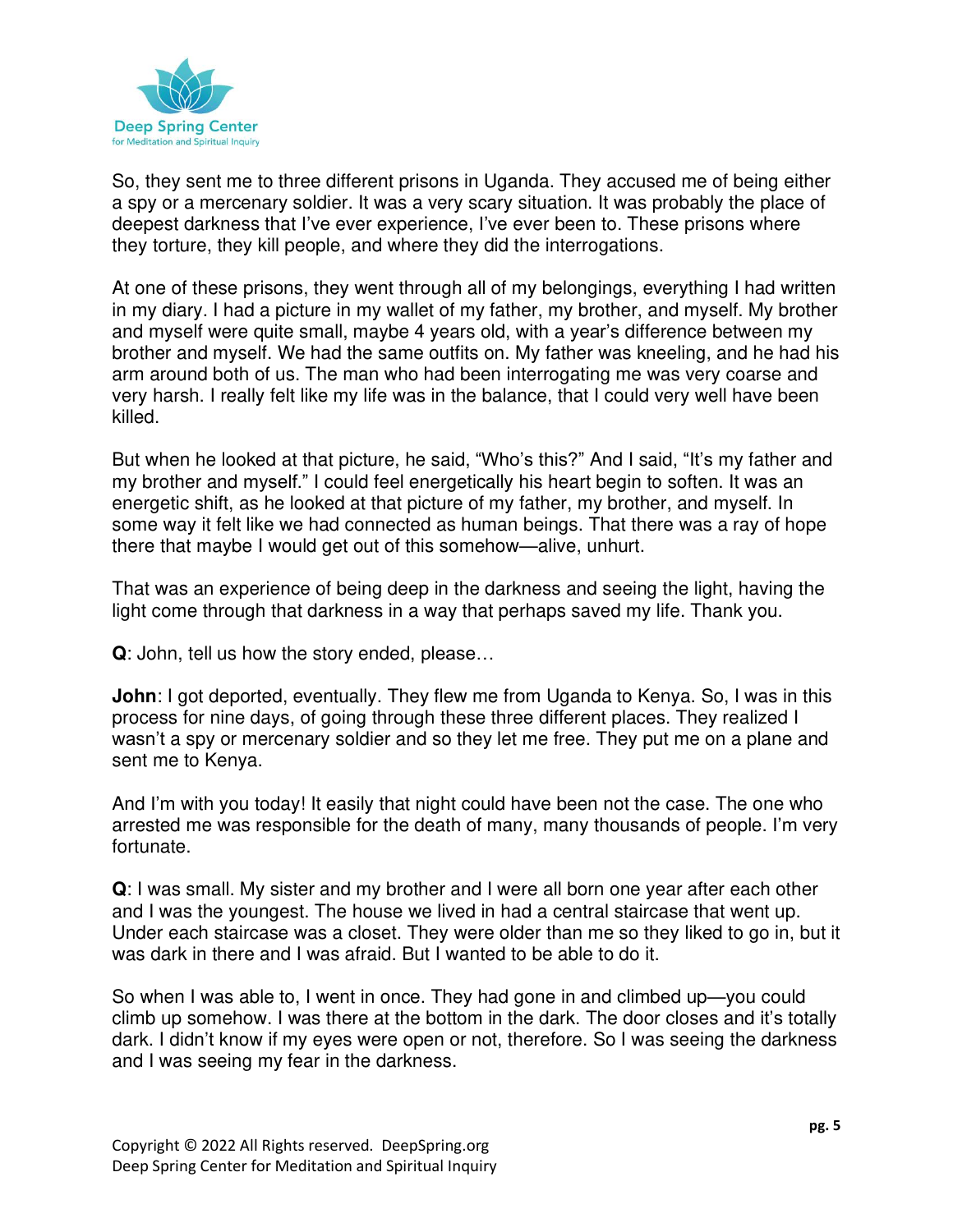So, they sent me to three different prisons in Uganda. They accused me of being either a spy or a mercenary soldier. It was a very scary situation. It was probably the place of deepest darkness that I've ever experience, I've ever been to. These prisons where they torture, they kill people, and where they did the interrogations.

At one of these prisons, they went through all of my belongings, everything I had written in my diary. I had a picture in my wallet of my father, my brother, and myself. My brother and myself were quite small, maybe 4 years old, with a year's difference between my brother and myself. We had the same outfits on. My father was kneeling, and he had his arm around both of us. The man who had been interrogating me was very coarse and very harsh. I really felt like my life was in the balance, that I could very well have been killed.

But when he looked at that picture, he said, "Who's this?" And I said, "It's my father and my brother and myself." I could feel energetically his heart begin to soften. It was an energetic shift, as he looked at that picture of my father, my brother, and myself. In some way it felt like we had connected as human beings. That there was a ray of hope there that maybe I would get out of this somehow—alive, unhurt.

That was an experience of being deep in the darkness and seeing the light, having the light come through that darkness in a way that perhaps saved my life. Thank you.

**Q**: John, tell us how the story ended, please…

**John**: I got deported, eventually. They flew me from Uganda to Kenya. So, I was in this process for nine days, of going through these three different places. They realized I wasn't a spy or mercenary soldier and so they let me free. They put me on a plane and sent me to Kenya.

And I'm with you today! It easily that night could have been not the case. The one who arrested me was responsible for the death of many, many thousands of people. I'm very fortunate.

**Q**: I was small. My sister and my brother and I were all born one year after each other and I was the youngest. The house we lived in had a central staircase that went up. Under each staircase was a closet. They were older than me so they liked to go in, but it was dark in there and I was afraid. But I wanted to be able to do it.

So when I was able to, I went in once. They had gone in and climbed up—you could climb up somehow. I was there at the bottom in the dark. The door closes and it's totally dark. I didn't know if my eyes were open or not, therefore. So I was seeing the darkness and I was seeing my fear in the darkness.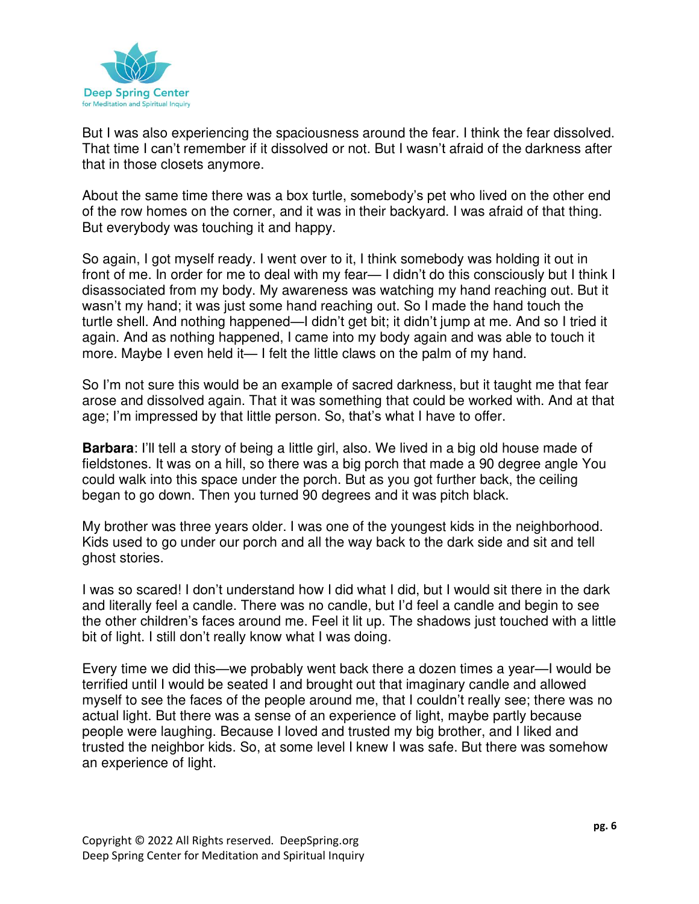But I was also experiencing the spaciousness around the fear. I think the fear dissolved. That time I can't remember if it dissolved or not. But I wasn't afraid of the darkness after that in those closets anymore.

About the same time there was a box turtle, somebody's pet who lived on the other end of the row homes on the corner, and it was in their backyard. I was afraid of that thing. But everybody was touching it and happy.

So again, I got myself ready. I went over to it, I think somebody was holding it out in front of me. In order for me to deal with my fear— I didn't do this consciously but I think I disassociated from my body. My awareness was watching my hand reaching out. But it wasn't my hand; it was just some hand reaching out. So I made the hand touch the turtle shell. And nothing happened—I didn't get bit; it didn't jump at me. And so I tried it again. And as nothing happened, I came into my body again and was able to touch it more. Maybe I even held it— I felt the little claws on the palm of my hand.

So I'm not sure this would be an example of sacred darkness, but it taught me that fear arose and dissolved again. That it was something that could be worked with. And at that age; I'm impressed by that little person. So, that's what I have to offer.

**Barbara**: I'll tell a story of being a little girl, also. We lived in a big old house made of fieldstones. It was on a hill, so there was a big porch that made a 90 degree angle You could walk into this space under the porch. But as you got further back, the ceiling began to go down. Then you turned 90 degrees and it was pitch black.

My brother was three years older. I was one of the youngest kids in the neighborhood. Kids used to go under our porch and all the way back to the dark side and sit and tell ghost stories.

I was so scared! I don't understand how I did what I did, but I would sit there in the dark and literally feel a candle. There was no candle, but I'd feel a candle and begin to see the other children's faces around me. Feel it lit up. The shadows just touched with a little bit of light. I still don't really know what I was doing.

Every time we did this—we probably went back there a dozen times a year—I would be terrified until I would be seated I and brought out that imaginary candle and allowed myself to see the faces of the people around me, that I couldn't really see; there was no actual light. But there was a sense of an experience of light, maybe partly because people were laughing. Because I loved and trusted my big brother, and I liked and trusted the neighbor kids. So, at some level I knew I was safe. But there was somehow an experience of light.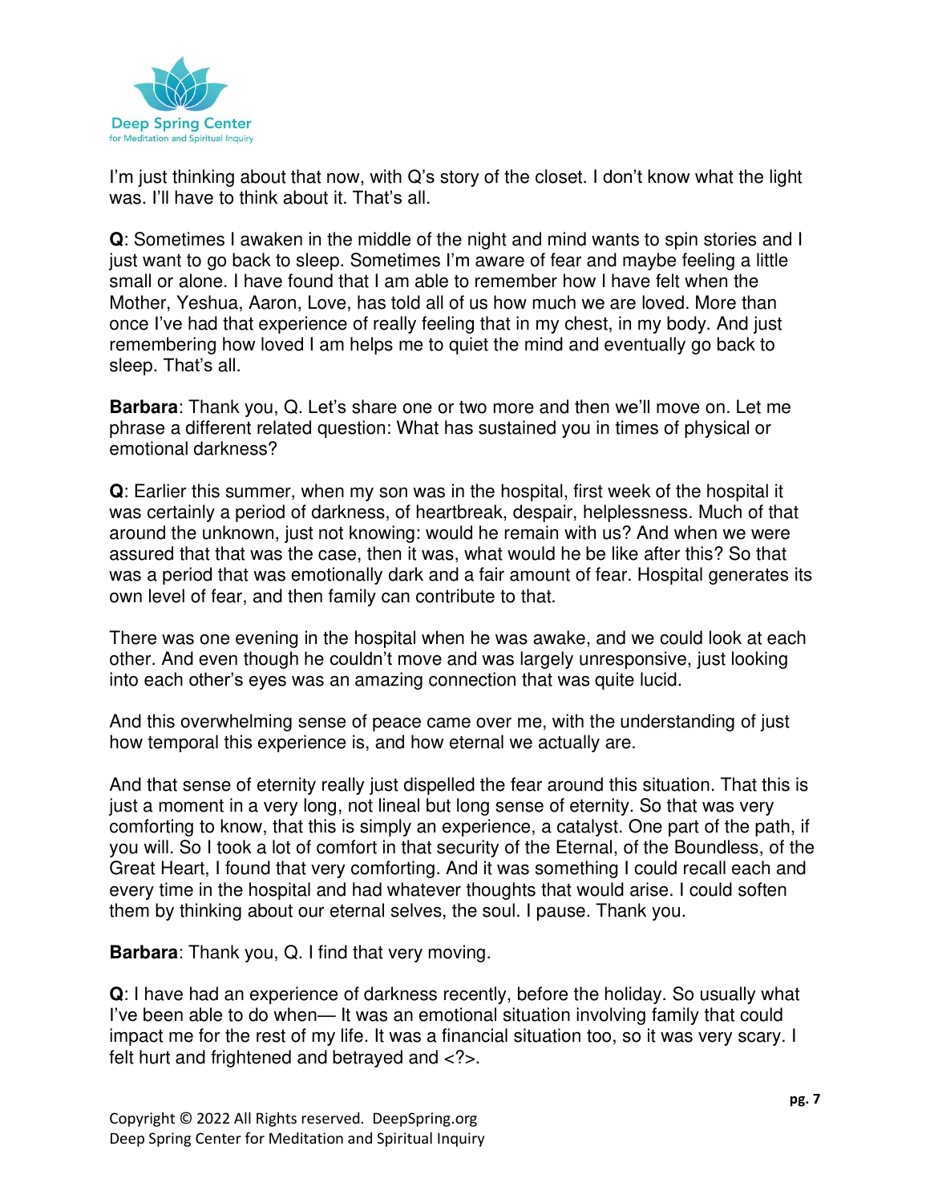I'm just thinking about that now, with Q's story of the closet. I don't know what the light was. I'll have to think about it. That's all.

**Q**: Sometimes I awaken in the middle of the night and mind wants to spin stories and I just want to go back to sleep. Sometimes I'm aware of fear and maybe feeling a little small or alone. I have found that I am able to remember how I have felt when the Mother, Yeshua, Aaron, Love, has told all of us how much we are loved. More than once I've had that experience of really feeling that in my chest, in my body. And just remembering how loved I am helps me to quiet the mind and eventually go back to sleep. That's all.

**Barbara**: Thank you, Q. Let's share one or two more and then we'll move on. Let me phrase a different related question: What has sustained you in times of physical or emotional darkness?

**Q**: Earlier this summer, when my son was in the hospital, first week of the hospital it was certainly a period of darkness, of heartbreak, despair, helplessness. Much of that around the unknown, just not knowing: would he remain with us? And when we were assured that that was the case, then it was, what would he be like after this? So that was a period that was emotionally dark and a fair amount of fear. Hospital generates its own level of fear, and then family can contribute to that.

There was one evening in the hospital when he was awake, and we could look at each other. And even though he couldn't move and was largely unresponsive, just looking into each other's eyes was an amazing connection that was quite lucid.

And this overwhelming sense of peace came over me, with the understanding of just how temporal this experience is, and how eternal we actually are.

And that sense of eternity really just dispelled the fear around this situation. That this is just a moment in a very long, not lineal but long sense of eternity. So that was very comforting to know, that this is simply an experience, a catalyst. One part of the path, if you will. So I took a lot of comfort in that security of the Eternal, of the Boundless, of the Great Heart, I found that very comforting. And it was something I could recall each and every time in the hospital and had whatever thoughts that would arise. I could soften them by thinking about our eternal selves, the soul. I pause. Thank you.

**Barbara**: Thank you, Q. I find that very moving.

**Q**: I have had an experience of darkness recently, before the holiday. So usually what I've been able to do when— It was an emotional situation involving family that could impact me for the rest of my life. It was a financial situation too, so it was very scary. I felt hurt and frightened and betrayed and <?>.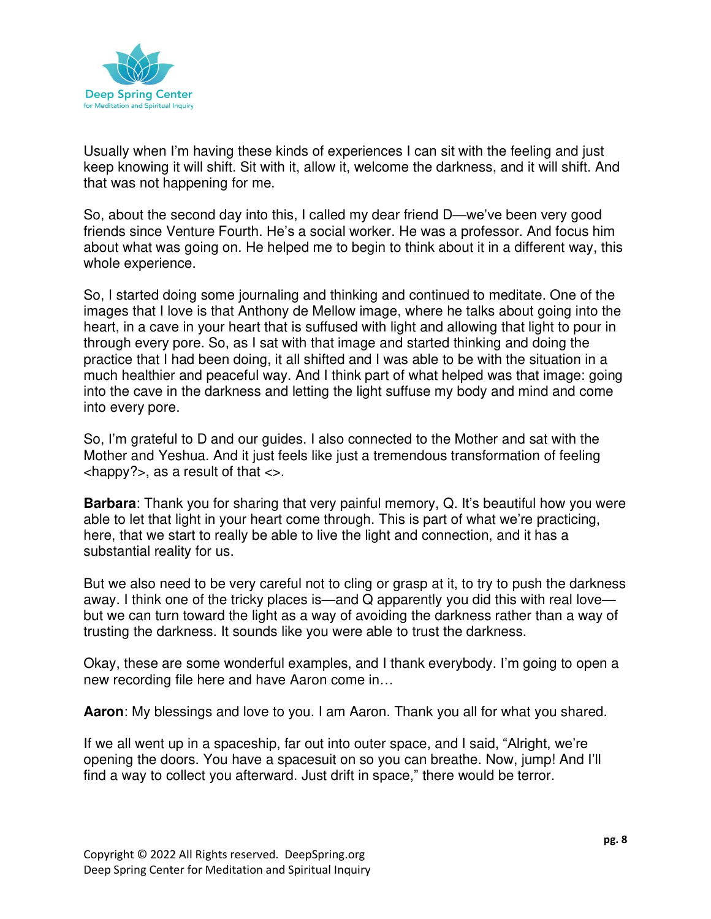Usually when I'm having these kinds of experiences I can sit with the feeling and just keep knowing it will shift. Sit with it, allow it, welcome the darkness, and it will shift. And that was not happening for me.

So, about the second day into this, I called my dear friend D—we've been very good friends since Venture Fourth. He's a social worker. He was a professor. And focus him about what was going on. He helped me to begin to think about it in a different way, this whole experience.

So, I started doing some journaling and thinking and continued to meditate. One of the images that I love is that Anthony de Mellow image, where he talks about going into the heart, in a cave in your heart that is suffused with light and allowing that light to pour in through every pore. So, as I sat with that image and started thinking and doing the practice that I had been doing, it all shifted and I was able to be with the situation in a much healthier and peaceful way. And I think part of what helped was that image: going into the cave in the darkness and letting the light suffuse my body and mind and come into every pore.

So, I'm grateful to D and our guides. I also connected to the Mother and sat with the Mother and Yeshua. And it just feels like just a tremendous transformation of feeling <happy?>, as a result of that <>.

**Barbara**: Thank you for sharing that very painful memory, Q. It's beautiful how you were able to let that light in your heart come through. This is part of what we're practicing, here, that we start to really be able to live the light and connection, and it has a substantial reality for us.

But we also need to be very careful not to cling or grasp at it, to try to push the darkness away. I think one of the tricky places is—and Q apparently you did this with real love—but we can turn toward the light as a way of avoiding the darkness rather than a way of trusting the darkness. It sounds like you were able to trust the darkness.

Okay, these are some wonderful examples, and I thank everybody. I'm going to open a new recording file here and have Aaron come in…

**Aaron**: My blessings and love to you. I am Aaron. Thank you all for what you shared.

If we all went up in a spaceship, far out into outer space, and I said, "Alright, we're opening the doors. You have a spacesuit on so you can breathe. Now, jump! And I'll find a way to collect you afterward. Just drift in space," there would be terror.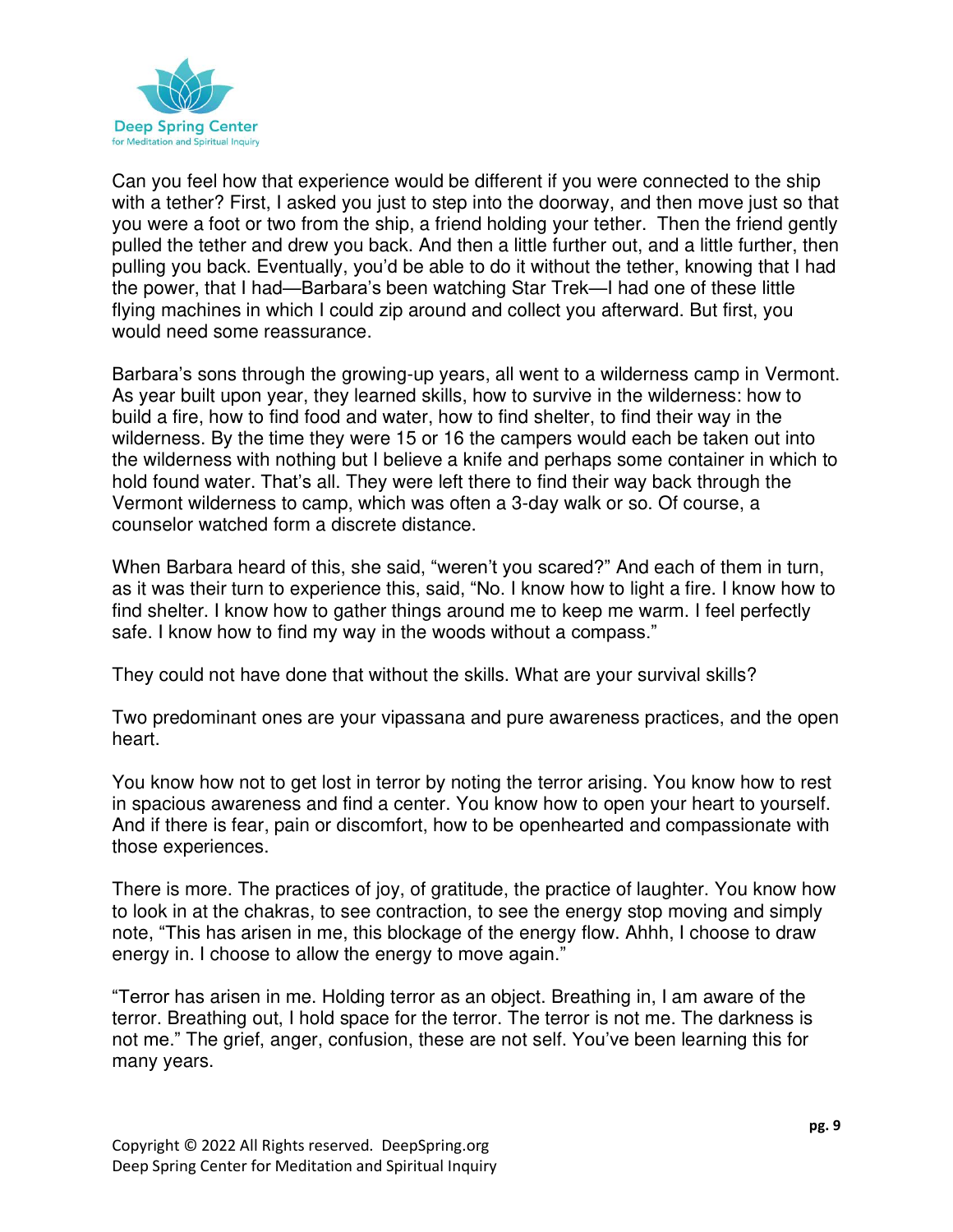Can you feel how that experience would be different if you were connected to the ship with a tether? First, I asked you just to step into the doorway, and then move just so that you were a foot or two from the ship, a friend holding your tether. Then the friend gently pulled the tether and drew you back. And then a little further out, and a little further, then pulling you back. Eventually, you'd be able to do it without the tether, knowing that I had the power, that I had—Barbara's been watching Star Trek—I had one of these little flying machines in which I could zip around and collect you afterward. But first, you would need some reassurance.

Barbara's sons through the growing-up years, all went to a wilderness camp in Vermont. As year built upon year, they learned skills, how to survive in the wilderness: how to build a fire, how to find food and water, how to find shelter, to find their way in the wilderness. By the time they were 15 or 16 the campers would each be taken out into the wilderness with nothing but I believe a knife and perhaps some container in which to hold found water. That's all. They were left there to find their way back through the Vermont wilderness to camp, which was often a 3-day walk or so. Of course, a counselor watched form a discrete distance.

When Barbara heard of this, she said, "weren't you scared?" And each of them in turn, as it was their turn to experience this, said, "No. I know how to light a fire. I know how to find shelter. I know how to gather things around me to keep me warm. I feel perfectly safe. I know how to find my way in the woods without a compass."

They could not have done that without the skills. What are your survival skills?

Two predominant ones are your vipassana and pure awareness practices, and the open heart.

You know how not to get lost in terror by noting the terror arising. You know how to rest in spacious awareness and find a center. You know how to open your heart to yourself. And if there is fear, pain or discomfort, how to be openhearted and compassionate with those experiences.

There is more. The practices of joy, of gratitude, the practice of laughter. You know how to look in at the chakras, to see contraction, to see the energy stop moving and simply note, "This has arisen in me, this blockage of the energy flow. Ahhh, I choose to draw energy in. I choose to allow the energy to move again."

"Terror has arisen in me. Holding terror as an object. Breathing in, I am aware of the terror. Breathing out, I hold space for the terror. The terror is not me. The darkness is not me." The grief, anger, confusion, these are not self. You've been learning this for many years.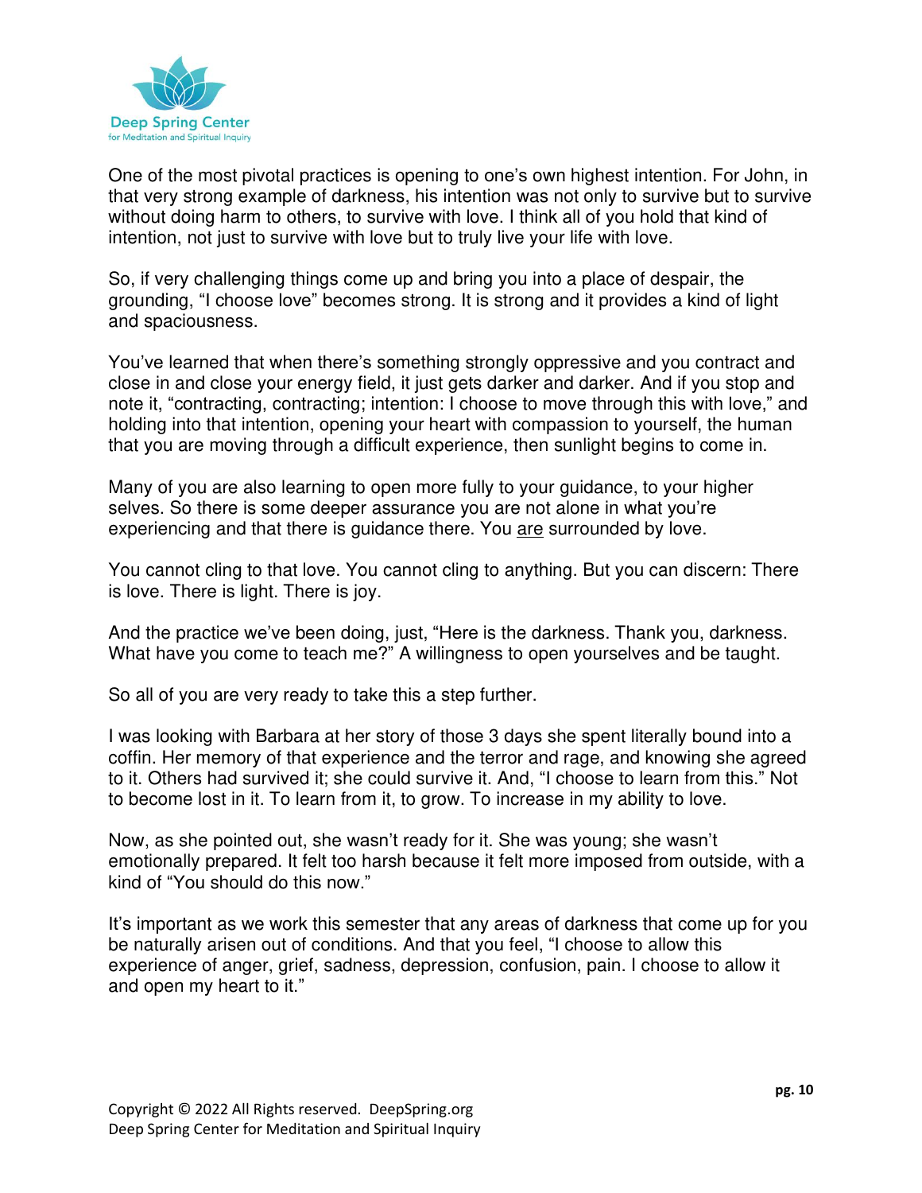One of the most pivotal practices is opening to one's own highest intention. For John, in that very strong example of darkness, his intention was not only to survive but to survive without doing harm to others, to survive with love. I think all of you hold that kind of intention, not just to survive with love but to truly live your life with love.

So, if very challenging things come up and bring you into a place of despair, the grounding, "I choose love" becomes strong. It is strong and it provides a kind of light and spaciousness.

You've learned that when there's something strongly oppressive and you contract and close in and close your energy field, it just gets darker and darker. And if you stop and note it, "contracting, contracting; intention: I choose to move through this with love," and holding into that intention, opening your heart with compassion to yourself, the human that you are moving through a difficult experience, then sunlight begins to come in.

Many of you are also learning to open more fully to your guidance, to your higher selves. So there is some deeper assurance you are not alone in what you're experiencing and that there is guidance there. You <u>are</u> surrounded by love.

You cannot cling to that love. You cannot cling to anything. But you can discern: There is love. There is light. There is joy.

And the practice we've been doing, just, "Here is the darkness. Thank you, darkness. What have you come to teach me?" A willingness to open yourselves and be taught.

So all of you are very ready to take this a step further.

I was looking with Barbara at her story of those 3 days she spent literally bound into a coffin. Her memory of that experience and the terror and rage, and knowing she agreed to it. Others had survived it; she could survive it. And, "I choose to learn from this." Not to become lost in it. To learn from it, to grow. To increase in my ability to love.

Now, as she pointed out, she wasn't ready for it. She was young; she wasn't emotionally prepared. It felt too harsh because it felt more imposed from outside, with a kind of "You should do this now."

It's important as we work this semester that any areas of darkness that come up for you be naturally arisen out of conditions. And that you feel, "I choose to allow this experience of anger, grief, sadness, depression, confusion, pain. I choose to allow it and open my heart to it."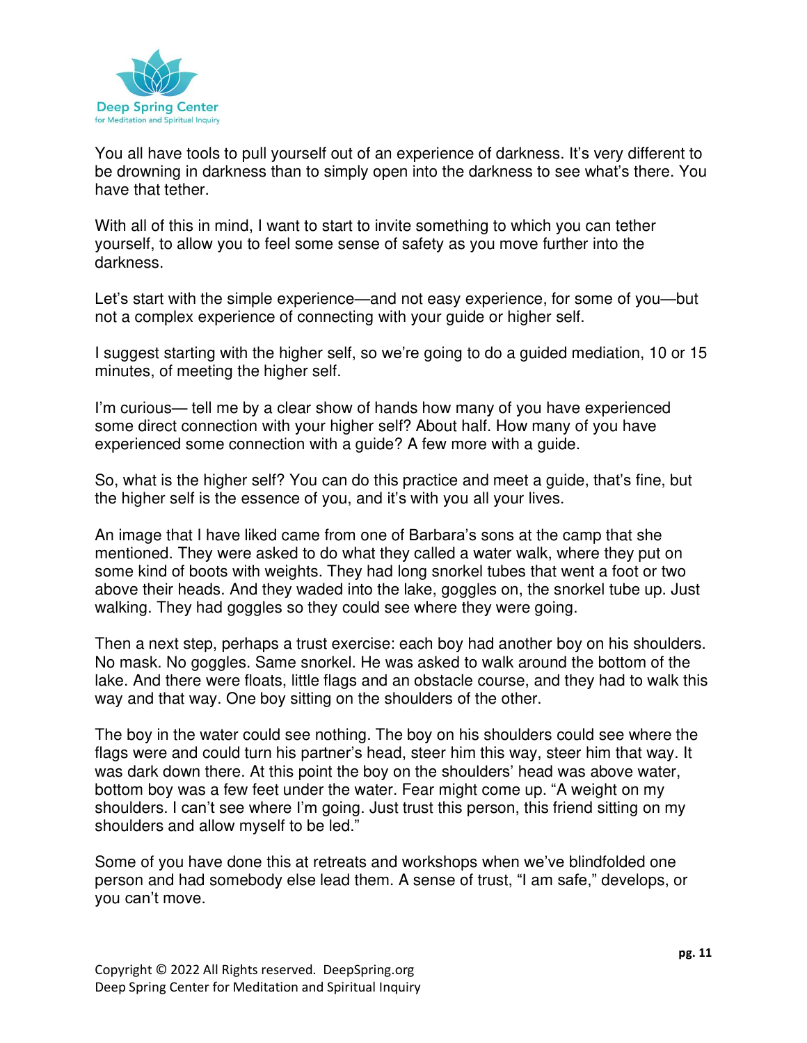You all have tools to pull yourself out of an experience of darkness. It's very different to be drowning in darkness than to simply open into the darkness to see what's there. You have that tether.

With all of this in mind, I want to start to invite something to which you can tether yourself, to allow you to feel some sense of safety as you move further into the darkness.

Let's start with the simple experience—and not easy experience, for some of you—but not a complex experience of connecting with your guide or higher self.

I suggest starting with the higher self, so we're going to do a guided mediation, 10 or 15 minutes, of meeting the higher self.

I'm curious— tell me by a clear show of hands how many of you have experienced some direct connection with your higher self? About half. How many of you have experienced some connection with a guide? A few more with a guide.

So, what is the higher self? You can do this practice and meet a guide, that's fine, but the higher self is the essence of you, and it's with you all your lives.

An image that I have liked came from one of Barbara's sons at the camp that she mentioned. They were asked to do what they called a water walk, where they put on some kind of boots with weights. They had long snorkel tubes that went a foot or two above their heads. And they waded into the lake, goggles on, the snorkel tube up. Just walking. They had goggles so they could see where they were going.

Then a next step, perhaps a trust exercise: each boy had another boy on his shoulders. No mask. No goggles. Same snorkel. He was asked to walk around the bottom of the lake. And there were floats, little flags and an obstacle course, and they had to walk this way and that way. One boy sitting on the shoulders of the other.

The boy in the water could see nothing. The boy on his shoulders could see where the flags were and could turn his partner's head, steer him this way, steer him that way. It was dark down there. At this point the boy on the shoulders' head was above water, bottom boy was a few feet under the water. Fear might come up. "A weight on my shoulders. I can't see where I'm going. Just trust this person, this friend sitting on my shoulders and allow myself to be led."

Some of you have done this at retreats and workshops when we've blindfolded one person and had somebody else lead them. A sense of trust, "I am safe," develops, or you can't move.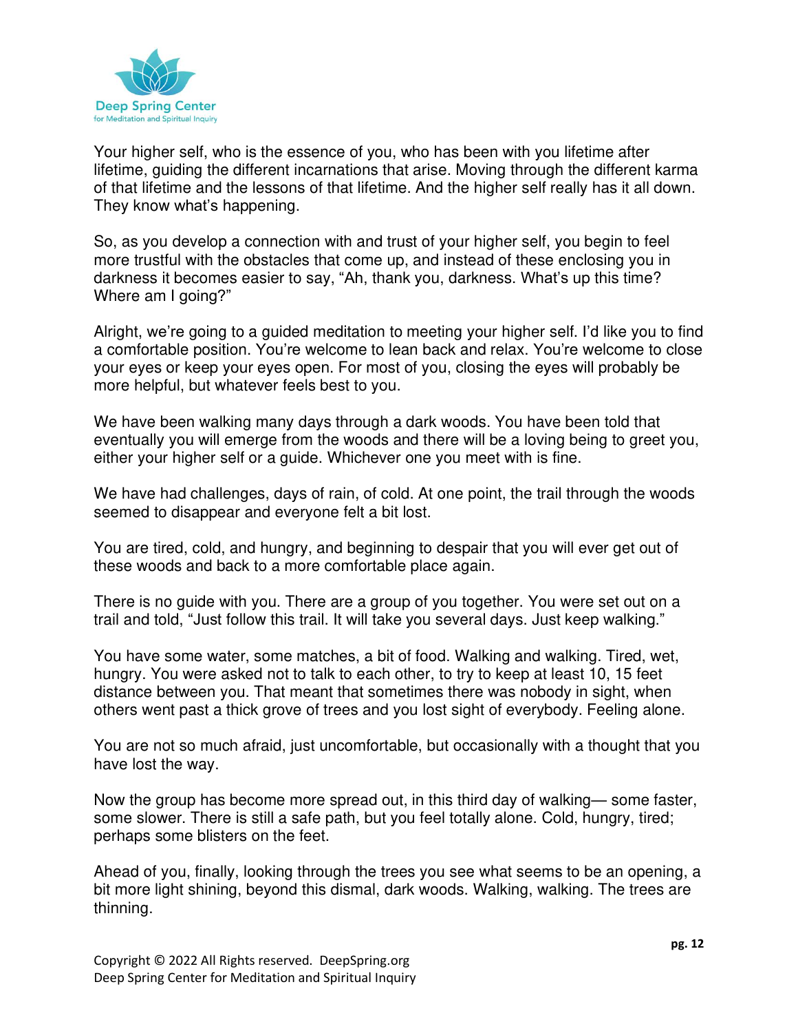Your higher self, who is the essence of you, who has been with you lifetime after lifetime, guiding the different incarnations that arise. Moving through the different karma of that lifetime and the lessons of that lifetime. And the higher self really has it all down. They know what's happening.

So, as you develop a connection with and trust of your higher self, you begin to feel more trustful with the obstacles that come up, and instead of these enclosing you in darkness it becomes easier to say, "Ah, thank you, darkness. What's up this time? Where am I going?"

Alright, we're going to a guided meditation to meeting your higher self. I'd like you to find a comfortable position. You're welcome to lean back and relax. You're welcome to close your eyes or keep your eyes open. For most of you, closing the eyes will probably be more helpful, but whatever feels best to you.

We have been walking many days through a dark woods. You have been told that eventually you will emerge from the woods and there will be a loving being to greet you, either your higher self or a guide. Whichever one you meet with is fine.

We have had challenges, days of rain, of cold. At one point, the trail through the woods seemed to disappear and everyone felt a bit lost.

You are tired, cold, and hungry, and beginning to despair that you will ever get out of these woods and back to a more comfortable place again.

There is no guide with you. There are a group of you together. You were set out on a trail and told, "Just follow this trail. It will take you several days. Just keep walking."

You have some water, some matches, a bit of food. Walking and walking. Tired, wet, hungry. You were asked not to talk to each other, to try to keep at least 10, 15 feet distance between you. That meant that sometimes there was nobody in sight, when others went past a thick grove of trees and you lost sight of everybody. Feeling alone.

You are not so much afraid, just uncomfortable, but occasionally with a thought that you have lost the way.

Now the group has become more spread out, in this third day of walking— some faster, some slower. There is still a safe path, but you feel totally alone. Cold, hungry, tired; perhaps some blisters on the feet.

Ahead of you, finally, looking through the trees you see what seems to be an opening, a bit more light shining, beyond this dismal, dark woods. Walking, walking. The trees are thinning.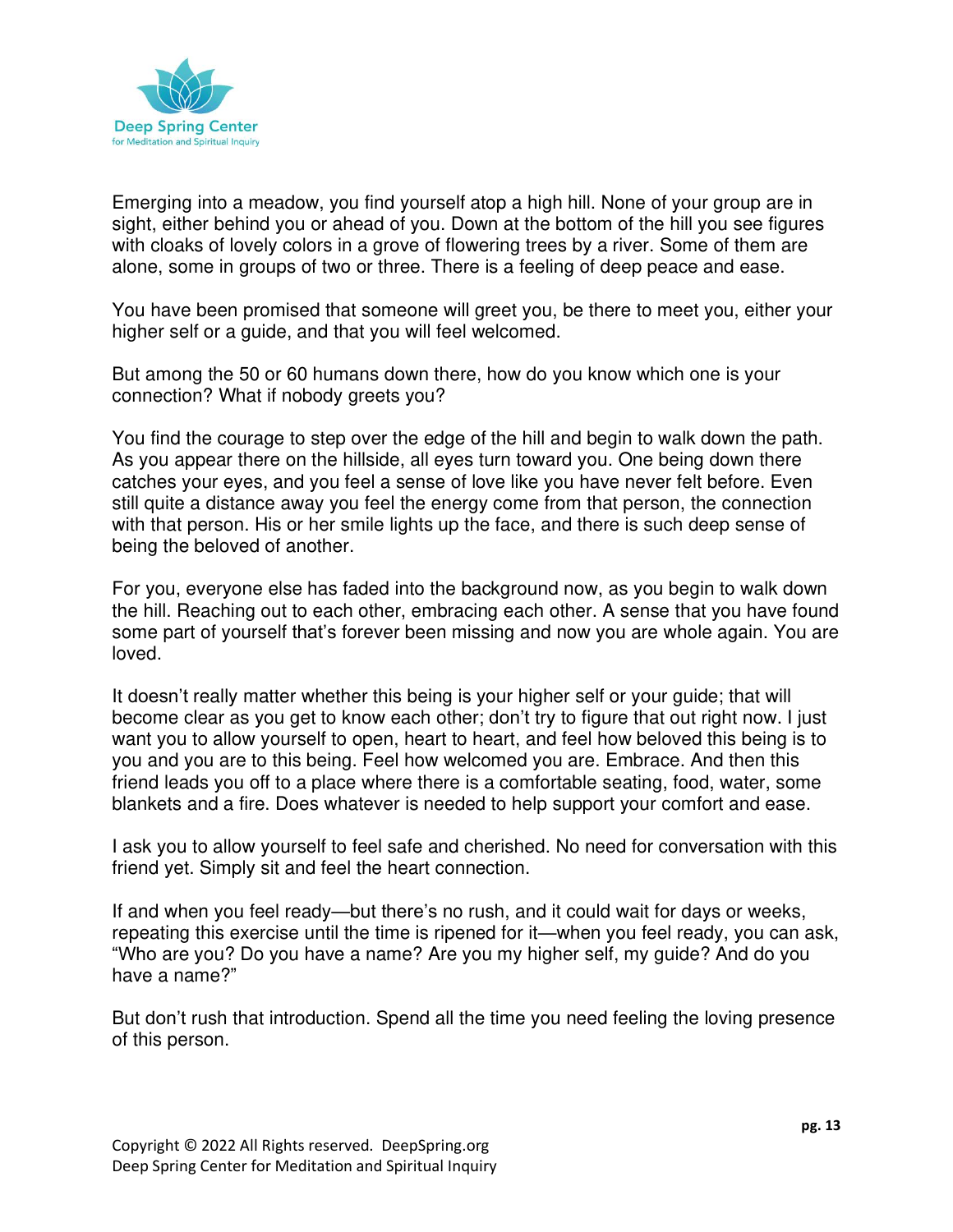Emerging into a meadow, you find yourself atop a high hill. None of your group are in sight, either behind you or ahead of you. Down at the bottom of the hill you see figures with cloaks of lovely colors in a grove of flowering trees by a river. Some of them are alone, some in groups of two or three. There is a feeling of deep peace and ease.

You have been promised that someone will greet you, be there to meet you, either your higher self or a guide, and that you will feel welcomed.

But among the 50 or 60 humans down there, how do you know which one is your connection? What if nobody greets you?

You find the courage to step over the edge of the hill and begin to walk down the path. As you appear there on the hillside, all eyes turn toward you. One being down there catches your eyes, and you feel a sense of love like you have never felt before. Even still quite a distance away you feel the energy come from that person, the connection with that person. His or her smile lights up the face, and there is such deep sense of being the beloved of another.

For you, everyone else has faded into the background now, as you begin to walk down the hill. Reaching out to each other, embracing each other. A sense that you have found some part of yourself that's forever been missing and now you are whole again. You are loved.

It doesn't really matter whether this being is your higher self or your guide; that will become clear as you get to know each other; don't try to figure that out right now. I just want you to allow yourself to open, heart to heart, and feel how beloved this being is to you and you are to this being. Feel how welcomed you are. Embrace. And then this friend leads you off to a place where there is a comfortable seating, food, water, some blankets and a fire. Does whatever is needed to help support your comfort and ease.

I ask you to allow yourself to feel safe and cherished. No need for conversation with this friend yet. Simply sit and feel the heart connection.

If and when you feel ready—but there's no rush, and it could wait for days or weeks, repeating this exercise until the time is ripened for it—when you feel ready, you can ask, "Who are you? Do you have a name? Are you my higher self, my guide? And do you have a name?"

But don't rush that introduction. Spend all the time you need feeling the loving presence of this person.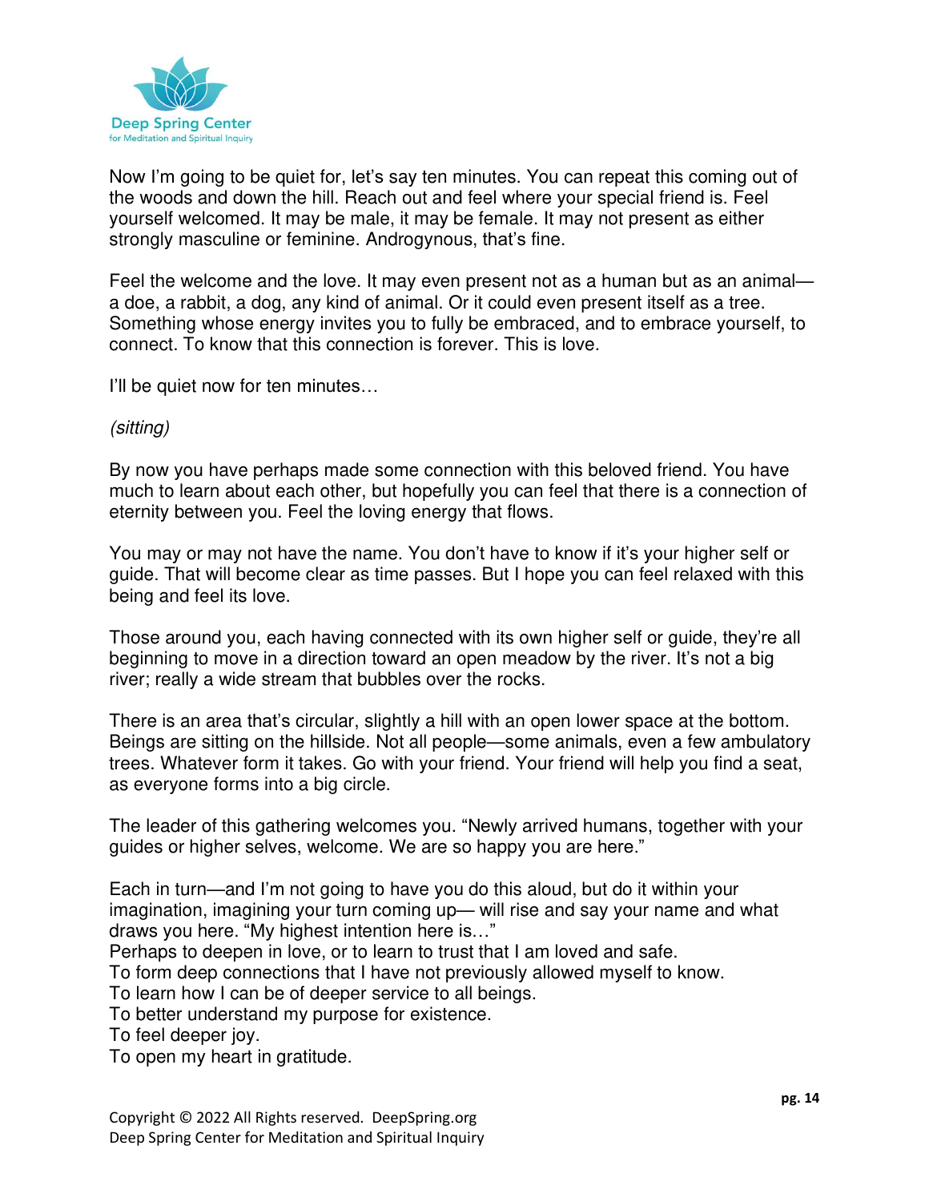Now I'm going to be quiet for, let's say ten minutes. You can repeat this coming out of the woods and down the hill. Reach out and feel where your special friend is. Feel yourself welcomed. It may be male, it may be female. It may not present as either strongly masculine or feminine. Androgynous, that's fine.

Feel the welcome and the love. It may even present not as a human but as an animal—a doe, a rabbit, a dog, any kind of animal. Or it could even present itself as a tree. Something whose energy invites you to fully be embraced, and to embrace yourself, to connect. To know that this connection is forever. This is love.

I'll be quiet now for ten minutes…

*(sitting)*

By now you have perhaps made some connection with this beloved friend. You have much to learn about each other, but hopefully you can feel that there is a connection of eternity between you. Feel the loving energy that flows.

You may or may not have the name. You don't have to know if it's your higher self or guide. That will become clear as time passes. But I hope you can feel relaxed with this being and feel its love.

Those around you, each having connected with its own higher self or guide, they're all beginning to move in a direction toward an open meadow by the river. It's not a big river; really a wide stream that bubbles over the rocks.

There is an area that's circular, slightly a hill with an open lower space at the bottom. Beings are sitting on the hillside. Not all people—some animals, even a few ambulatory trees. Whatever form it takes. Go with your friend. Your friend will help you find a seat, as everyone forms into a big circle.

The leader of this gathering welcomes you. "Newly arrived humans, together with your guides or higher selves, welcome. We are so happy you are here."

Each in turn—and I'm not going to have you do this aloud, but do it within your imagination, imagining your turn coming up— will rise and say your name and what draws you here. "My highest intention here is…"
Perhaps to deepen in love, or to learn to trust that I am loved and safe.
To form deep connections that I have not previously allowed myself to know.
To learn how I can be of deeper service to all beings.
To better understand my purpose for existence.
To feel deeper joy.
To open my heart in gratitude.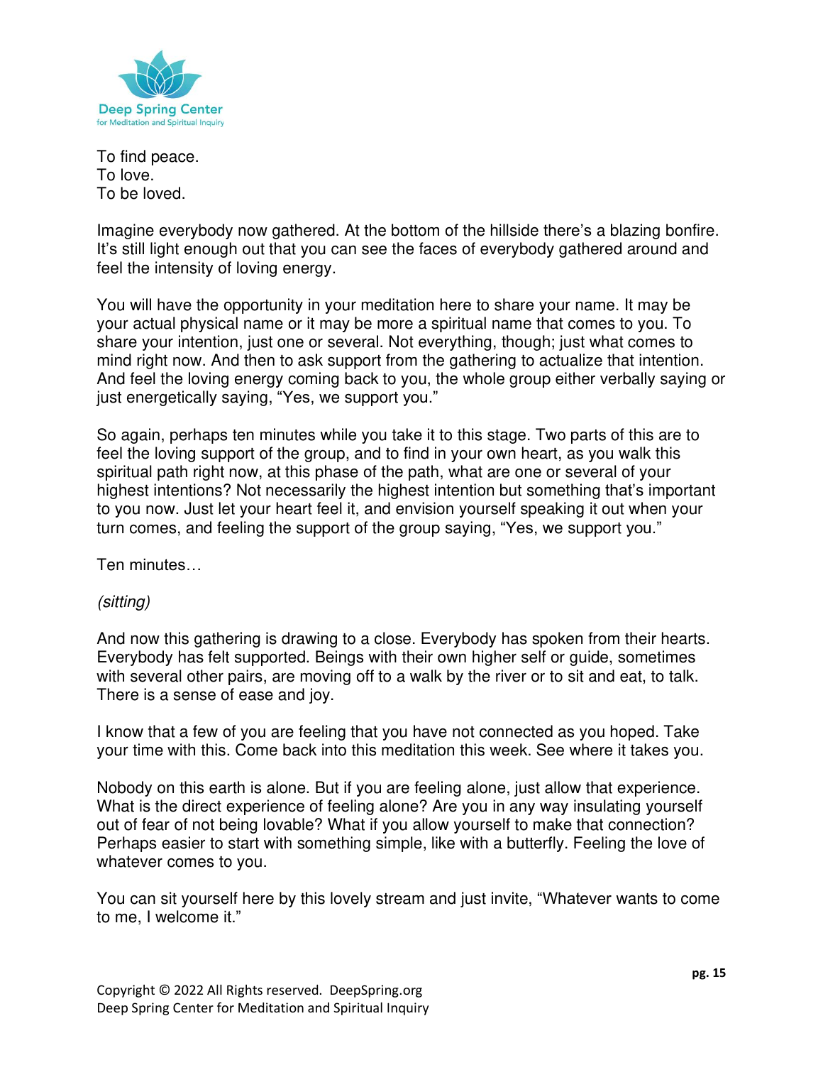To find peace.
To love.
To be loved.

Imagine everybody now gathered. At the bottom of the hillside there's a blazing bonfire. It's still light enough out that you can see the faces of everybody gathered around and feel the intensity of loving energy.

You will have the opportunity in your meditation here to share your name. It may be your actual physical name or it may be more a spiritual name that comes to you. To share your intention, just one or several. Not everything, though; just what comes to mind right now. And then to ask support from the gathering to actualize that intention. And feel the loving energy coming back to you, the whole group either verbally saying or just energetically saying, "Yes, we support you."

So again, perhaps ten minutes while you take it to this stage. Two parts of this are to feel the loving support of the group, and to find in your own heart, as you walk this spiritual path right now, at this phase of the path, what are one or several of your highest intentions? Not necessarily the highest intention but something that's important to you now. Just let your heart feel it, and envision yourself speaking it out when your turn comes, and feeling the support of the group saying, "Yes, we support you."

Ten minutes…

*(sitting)*

And now this gathering is drawing to a close. Everybody has spoken from their hearts. Everybody has felt supported. Beings with their own higher self or guide, sometimes with several other pairs, are moving off to a walk by the river or to sit and eat, to talk. There is a sense of ease and joy.

I know that a few of you are feeling that you have not connected as you hoped. Take your time with this. Come back into this meditation this week. See where it takes you.

Nobody on this earth is alone. But if you are feeling alone, just allow that experience. What is the direct experience of feeling alone? Are you in any way insulating yourself out of fear of not being lovable? What if you allow yourself to make that connection? Perhaps easier to start with something simple, like with a butterfly. Feeling the love of whatever comes to you.

You can sit yourself here by this lovely stream and just invite, "Whatever wants to come to me, I welcome it."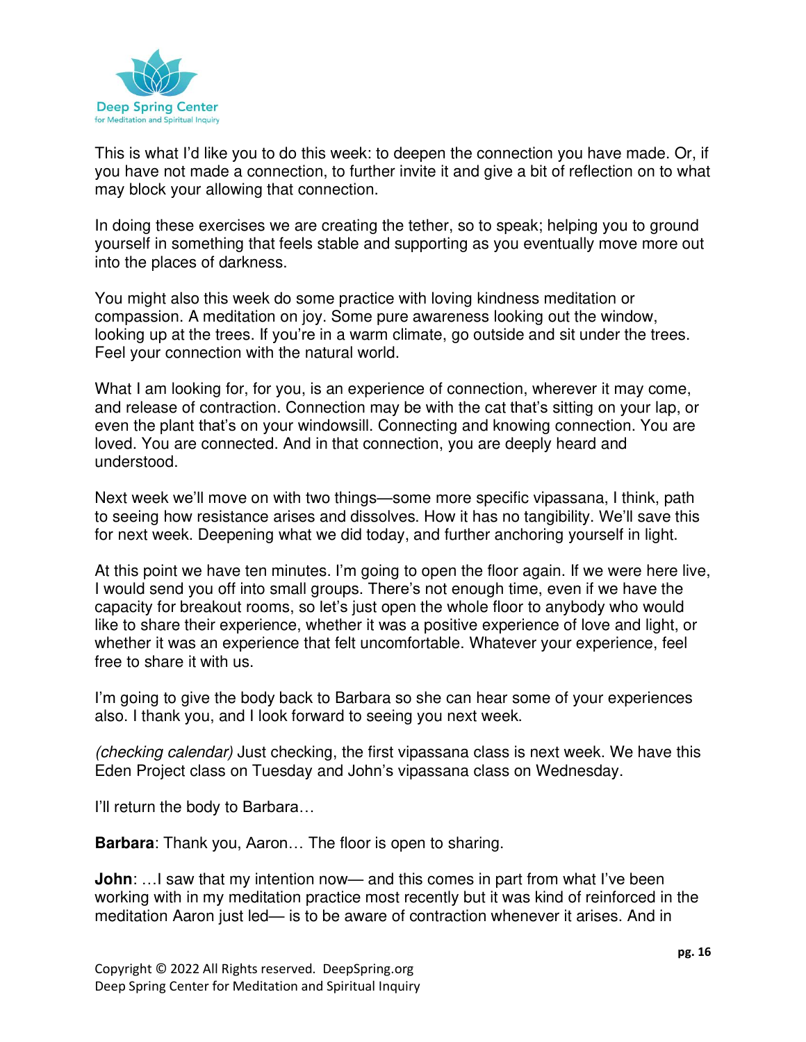This is what I'd like you to do this week: to deepen the connection you have made. Or, if you have not made a connection, to further invite it and give a bit of reflection on to what may block your allowing that connection.

In doing these exercises we are creating the tether, so to speak; helping you to ground yourself in something that feels stable and supporting as you eventually move more out into the places of darkness.

You might also this week do some practice with loving kindness meditation or compassion. A meditation on joy. Some pure awareness looking out the window, looking up at the trees. If you're in a warm climate, go outside and sit under the trees. Feel your connection with the natural world.

What I am looking for, for you, is an experience of connection, wherever it may come, and release of contraction. Connection may be with the cat that's sitting on your lap, or even the plant that's on your windowsill. Connecting and knowing connection. You are loved. You are connected. And in that connection, you are deeply heard and understood.

Next week we'll move on with two things—some more specific vipassana, I think, path to seeing how resistance arises and dissolves. How it has no tangibility. We'll save this for next week. Deepening what we did today, and further anchoring yourself in light.

At this point we have ten minutes. I'm going to open the floor again. If we were here live, I would send you off into small groups. There's not enough time, even if we have the capacity for breakout rooms, so let's just open the whole floor to anybody who would like to share their experience, whether it was a positive experience of love and light, or whether it was an experience that felt uncomfortable. Whatever your experience, feel free to share it with us.

I'm going to give the body back to Barbara so she can hear some of your experiences also. I thank you, and I look forward to seeing you next week.

*(checking calendar)* Just checking, the first vipassana class is next week. We have this Eden Project class on Tuesday and John's vipassana class on Wednesday.

I'll return the body to Barbara…

**Barbara**: Thank you, Aaron… The floor is open to sharing.

**John**: …I saw that my intention now— and this comes in part from what I've been working with in my meditation practice most recently but it was kind of reinforced in the meditation Aaron just led— is to be aware of contraction whenever it arises. And in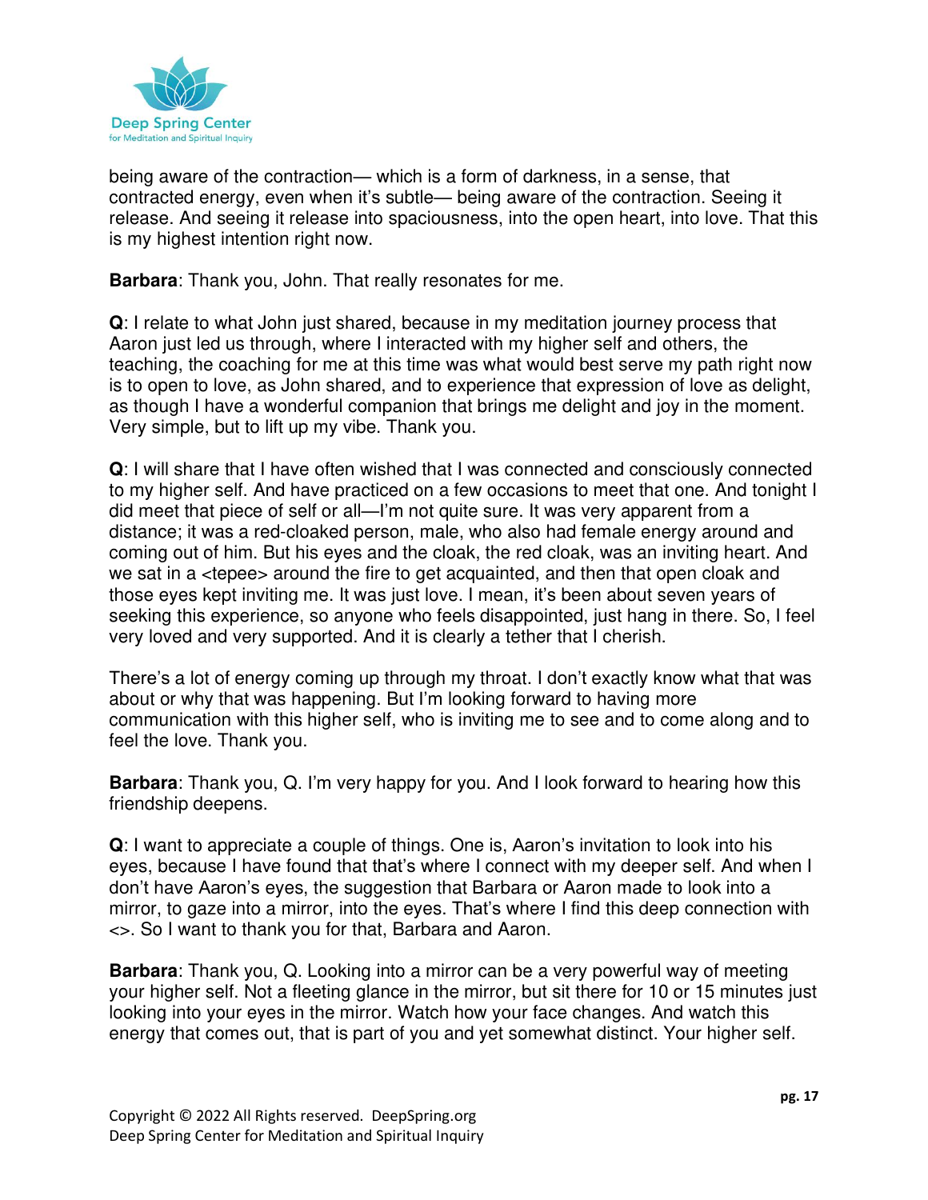being aware of the contraction— which is a form of darkness, in a sense, that contracted energy, even when it's subtle— being aware of the contraction. Seeing it release. And seeing it release into spaciousness, into the open heart, into love. That this is my highest intention right now.

**Barbara**: Thank you, John. That really resonates for me.

**Q**: I relate to what John just shared, because in my meditation journey process that Aaron just led us through, where I interacted with my higher self and others, the teaching, the coaching for me at this time was what would best serve my path right now is to open to love, as John shared, and to experience that expression of love as delight, as though I have a wonderful companion that brings me delight and joy in the moment. Very simple, but to lift up my vibe. Thank you.

**Q**: I will share that I have often wished that I was connected and consciously connected to my higher self. And have practiced on a few occasions to meet that one. And tonight I did meet that piece of self or all—I'm not quite sure. It was very apparent from a distance; it was a red-cloaked person, male, who also had female energy around and coming out of him. But his eyes and the cloak, the red cloak, was an inviting heart. And we sat in a <tepee> around the fire to get acquainted, and then that open cloak and those eyes kept inviting me. It was just love. I mean, it's been about seven years of seeking this experience, so anyone who feels disappointed, just hang in there. So, I feel very loved and very supported. And it is clearly a tether that I cherish.

There's a lot of energy coming up through my throat. I don't exactly know what that was about or why that was happening. But I'm looking forward to having more communication with this higher self, who is inviting me to see and to come along and to feel the love. Thank you.

**Barbara**: Thank you, Q. I'm very happy for you. And I look forward to hearing how this friendship deepens.

**Q**: I want to appreciate a couple of things. One is, Aaron's invitation to look into his eyes, because I have found that that's where I connect with my deeper self. And when I don't have Aaron's eyes, the suggestion that Barbara or Aaron made to look into a mirror, to gaze into a mirror, into the eyes. That's where I find this deep connection with <>. So I want to thank you for that, Barbara and Aaron.

**Barbara**: Thank you, Q. Looking into a mirror can be a very powerful way of meeting your higher self. Not a fleeting glance in the mirror, but sit there for 10 or 15 minutes just looking into your eyes in the mirror. Watch how your face changes. And watch this energy that comes out, that is part of you and yet somewhat distinct. Your higher self.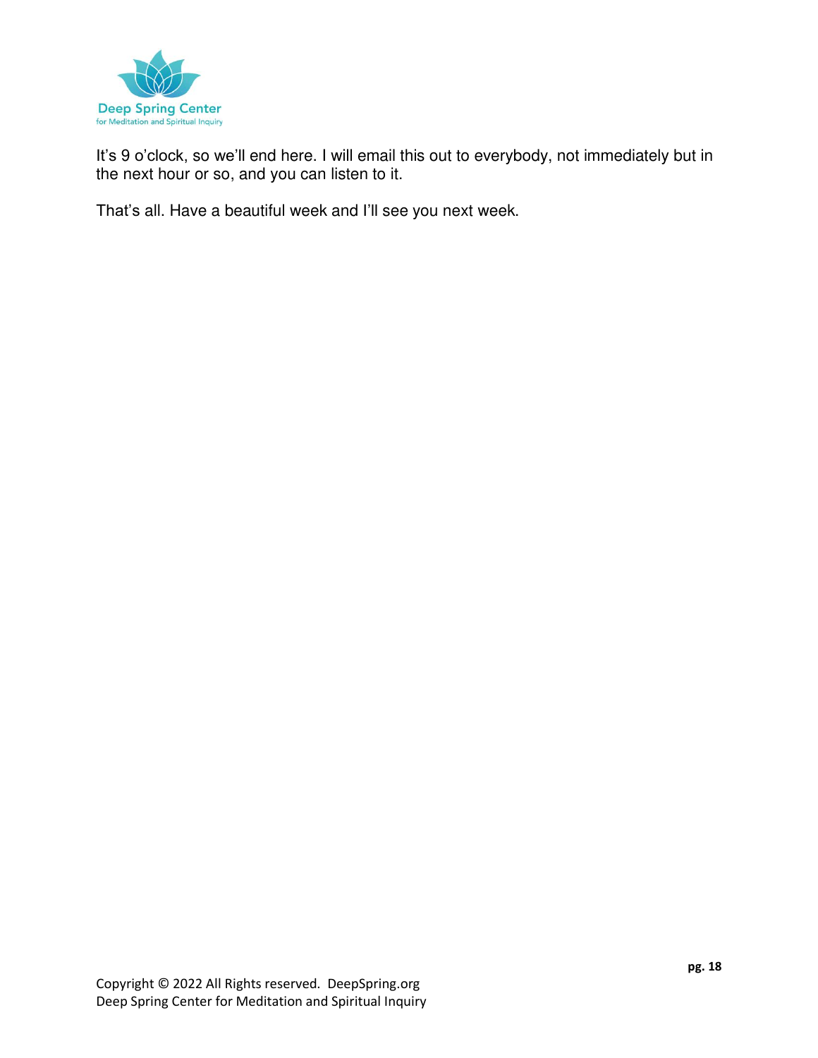It's 9 o'clock, so we'll end here. I will email this out to everybody, not immediately but in the next hour or so, and you can listen to it.

That's all. Have a beautiful week and I'll see you next week.